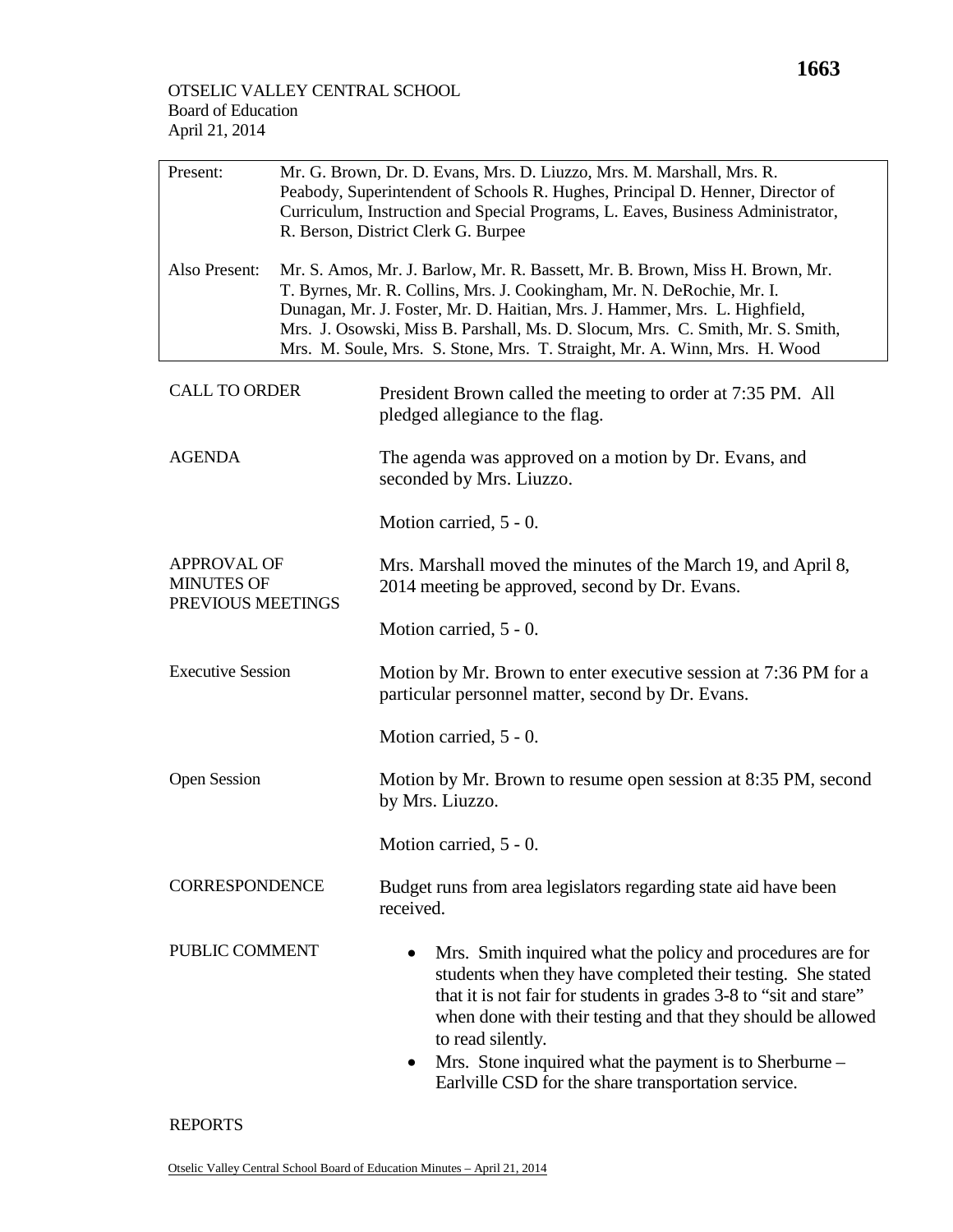OTSELIC VALLEY CENTRAL SCHOOL
Board of Education
April 21, 2014

| Present: | Mr. G. Brown, Dr. D. Evans, Mrs. D. Liuzzo, Mrs. M. Marshall, Mrs. R. Peabody, Superintendent of Schools R. Hughes, Principal D. Henner, Director of Curriculum, Instruction and Special Programs, L. Eaves, Business Administrator, R. Berson, District Clerk G. Burpee |
|---|---|
| Also Present: | Mr. S. Amos, Mr. J. Barlow, Mr. R. Bassett, Mr. B. Brown, Miss H. Brown, Mr. T. Byrnes, Mr. R. Collins, Mrs. J. Cookingham, Mr. N. DeRochie, Mr. I. Dunagan, Mr. J. Foster, Mr. D. Haitian, Mrs. J. Hammer, Mrs. L. Highfield, Mrs. J. Osowski, Miss B. Parshall, Ms. D. Slocum, Mrs. C. Smith, Mr. S. Smith, Mrs. M. Soule, Mrs. S. Stone, Mrs. T. Straight, Mr. A. Winn, Mrs. H. Wood |

**CALL TO ORDER**

President Brown called the meeting to order at 7:35 PM. All pledged allegiance to the flag.

**AGENDA**

The agenda was approved on a motion by Dr. Evans, and seconded by Mrs. Liuzzo.

Motion carried, 5 - 0.

**APPROVAL OF MINUTES OF PREVIOUS MEETINGS**

Mrs. Marshall moved the minutes of the March 19, and April 8, 2014 meeting be approved, second by Dr. Evans.

Motion carried, 5 - 0.

**Executive Session**

Motion by Mr. Brown to enter executive session at 7:36 PM for a particular personnel matter, second by Dr. Evans.

Motion carried, 5 - 0.

**Open Session**

Motion by Mr. Brown to resume open session at 8:35 PM, second by Mrs. Liuzzo.

Motion carried, 5 - 0.

**CORRESPONDENCE**

Budget runs from area legislators regarding state aid have been received.

**PUBLIC COMMENT**

- Mrs. Smith inquired what the policy and procedures are for students when they have completed their testing. She stated that it is not fair for students in grades 3-8 to "sit and stare" when done with their testing and that they should be allowed to read silently.
- Mrs. Stone inquired what the payment is to Sherburne – Earlville CSD for the share transportation service.

**REPORTS**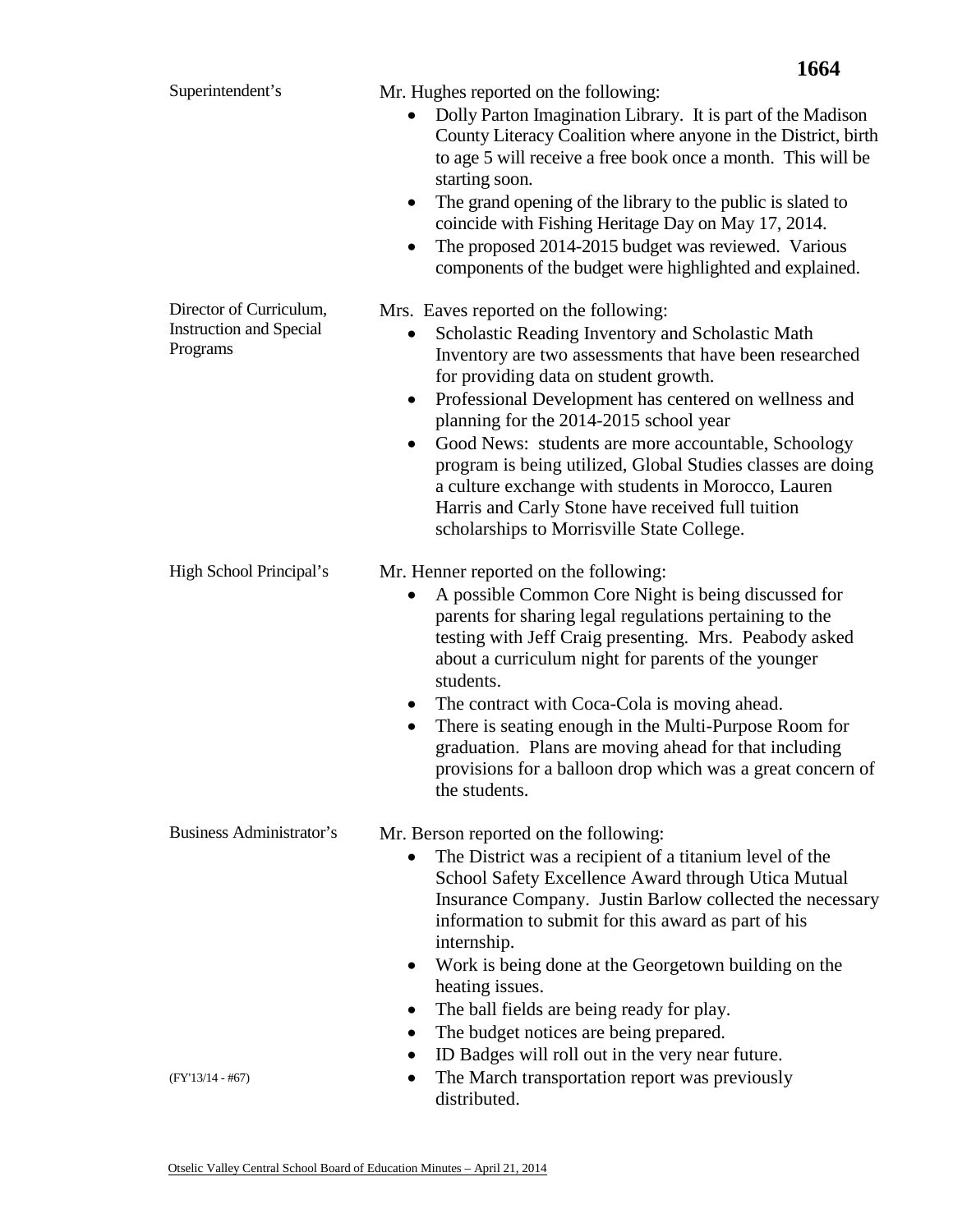**Superintendent's**

Mr. Hughes reported on the following:

- Dolly Parton Imagination Library. It is part of the Madison County Literacy Coalition where anyone in the District, birth to age 5 will receive a free book once a month. This will be starting soon.
- The grand opening of the library to the public is slated to coincide with Fishing Heritage Day on May 17, 2014.
- The proposed 2014-2015 budget was reviewed. Various components of the budget were highlighted and explained.

**Director of Curriculum, Instruction and Special Programs**

Mrs. Eaves reported on the following:

- Scholastic Reading Inventory and Scholastic Math Inventory are two assessments that have been researched for providing data on student growth.
- Professional Development has centered on wellness and planning for the 2014-2015 school year
- Good News: students are more accountable, Schoology program is being utilized, Global Studies classes are doing a culture exchange with students in Morocco, Lauren Harris and Carly Stone have received full tuition scholarships to Morrisville State College.

**High School Principal's**

Mr. Henner reported on the following:

- A possible Common Core Night is being discussed for parents for sharing legal regulations pertaining to the testing with Jeff Craig presenting. Mrs. Peabody asked about a curriculum night for parents of the younger students.
- The contract with Coca-Cola is moving ahead.
- There is seating enough in the Multi-Purpose Room for graduation. Plans are moving ahead for that including provisions for a balloon drop which was a great concern of the students.

**Business Administrator's**

Mr. Berson reported on the following:

- The District was a recipient of a titanium level of the School Safety Excellence Award through Utica Mutual Insurance Company. Justin Barlow collected the necessary information to submit for this award as part of his internship.
- Work is being done at the Georgetown building on the heating issues.
- The ball fields are being ready for play.
- The budget notices are being prepared.
- ID Badges will roll out in the very near future.
- The March transportation report was previously distributed.

(FY'13/14 - #67)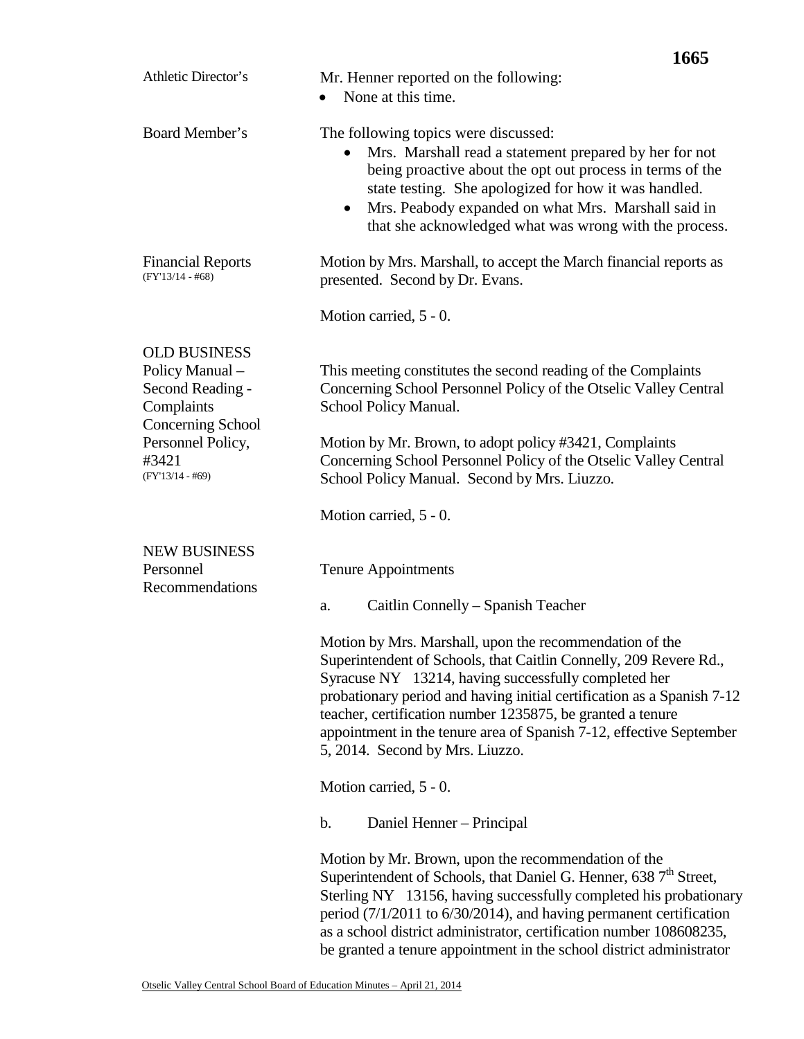**Athletic Director's**

Mr. Henner reported on the following:

- None at this time.

**Board Member's**

The following topics were discussed:

- Mrs. Marshall read a statement prepared by her for not being proactive about the opt out process in terms of the state testing. She apologized for how it was handled.
- Mrs. Peabody expanded on what Mrs. Marshall said in that she acknowledged what was wrong with the process.

**Financial Reports** (FY'13/14 - #68)

Motion by Mrs. Marshall, to accept the March financial reports as presented. Second by Dr. Evans.

Motion carried, 5 - 0.

## OLD BUSINESS

**Policy Manual – Second Reading - Complaints Concerning School Personnel Policy, #3421** (FY'13/14 - #69)

This meeting constitutes the second reading of the Complaints Concerning School Personnel Policy of the Otselic Valley Central School Policy Manual.

Motion by Mr. Brown, to adopt policy #3421, Complaints Concerning School Personnel Policy of the Otselic Valley Central School Policy Manual. Second by Mrs. Liuzzo.

Motion carried, 5 - 0.

## NEW BUSINESS

**Personnel Recommendations**

Tenure Appointments

a. Caitlin Connelly – Spanish Teacher

Motion by Mrs. Marshall, upon the recommendation of the Superintendent of Schools, that Caitlin Connelly, 209 Revere Rd., Syracuse NY 13214, having successfully completed her probationary period and having initial certification as a Spanish 7-12 teacher, certification number 1235875, be granted a tenure appointment in the tenure area of Spanish 7-12, effective September 5, 2014. Second by Mrs. Liuzzo.

Motion carried, 5 - 0.

b. Daniel Henner – Principal

Motion by Mr. Brown, upon the recommendation of the Superintendent of Schools, that Daniel G. Henner, 638 7th Street, Sterling NY 13156, having successfully completed his probationary period (7/1/2011 to 6/30/2014), and having permanent certification as a school district administrator, certification number 108608235, be granted a tenure appointment in the school district administrator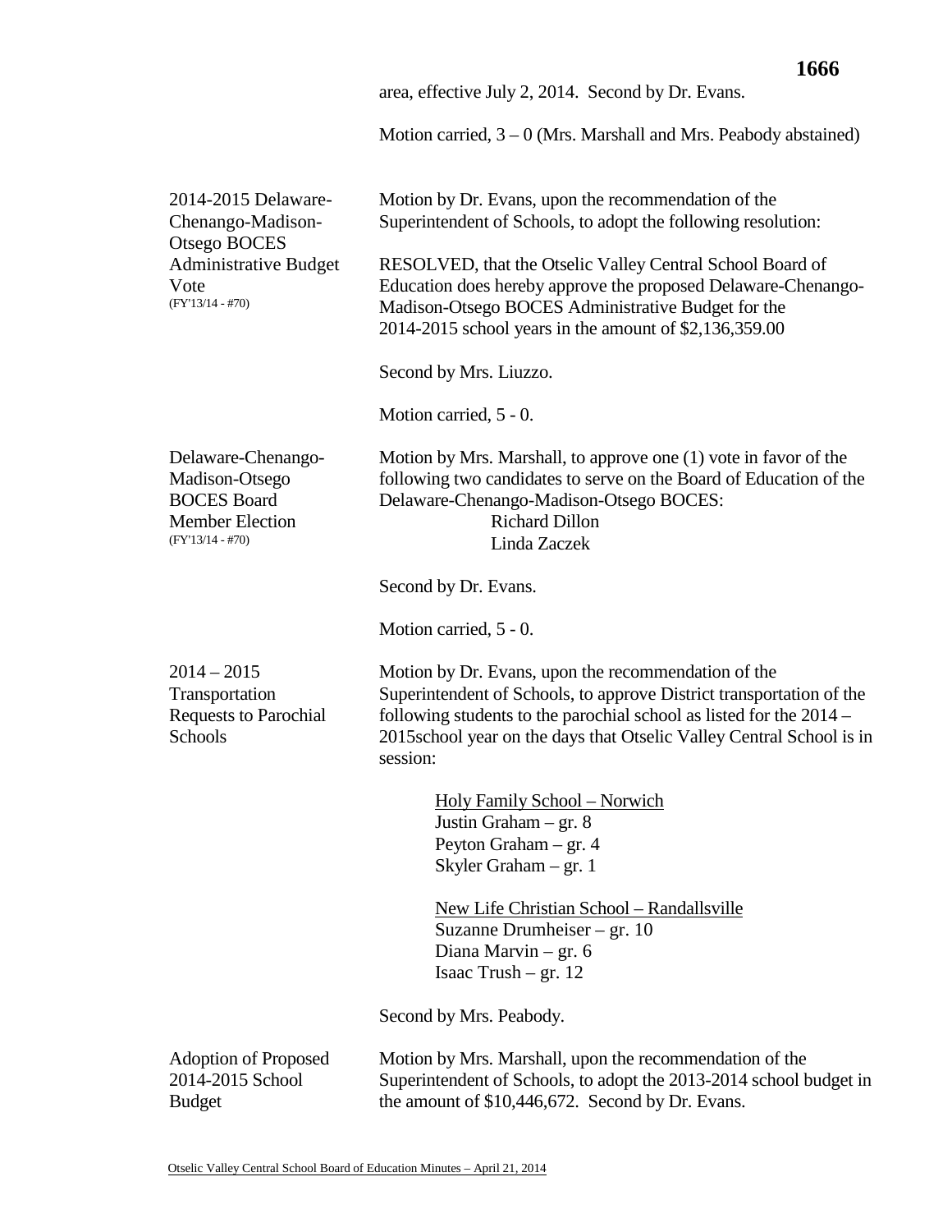area, effective July 2, 2014. Second by Dr. Evans.

Motion carried, 3 – 0 (Mrs. Marshall and Mrs. Peabody abstained)

**2014-2015 Delaware-Chenango-Madison-Otsego BOCES Administrative Budget Vote**
(FY'13/14 - #70)

Motion by Dr. Evans, upon the recommendation of the Superintendent of Schools, to adopt the following resolution:

RESOLVED, that the Otselic Valley Central School Board of Education does hereby approve the proposed Delaware-Chenango-Madison-Otsego BOCES Administrative Budget for the 2014-2015 school years in the amount of $2,136,359.00

Second by Mrs. Liuzzo.

Motion carried, 5 - 0.

**Delaware-Chenango-Madison-Otsego BOCES Board Member Election**
(FY'13/14 - #70)

Motion by Mrs. Marshall, to approve one (1) vote in favor of the following two candidates to serve on the Board of Education of the Delaware-Chenango-Madison-Otsego BOCES:

Richard Dillon
Linda Zaczek

Second by Dr. Evans.

Motion carried, 5 - 0.

**2014 – 2015 Transportation Requests to Parochial Schools**

Motion by Dr. Evans, upon the recommendation of the Superintendent of Schools, to approve District transportation of the following students to the parochial school as listed for the 2014 – 2015school year on the days that Otselic Valley Central School is in session:

<u>Holy Family School – Norwich</u>
Justin Graham – gr. 8
Peyton Graham – gr. 4
Skyler Graham – gr. 1

<u>New Life Christian School – Randallsville</u>
Suzanne Drumheiser – gr. 10
Diana Marvin – gr. 6
Isaac Trush – gr. 12

Second by Mrs. Peabody.

**Adoption of Proposed 2014-2015 School Budget**

Motion by Mrs. Marshall, upon the recommendation of the Superintendent of Schools, to adopt the 2013-2014 school budget in the amount of $10,446,672. Second by Dr. Evans.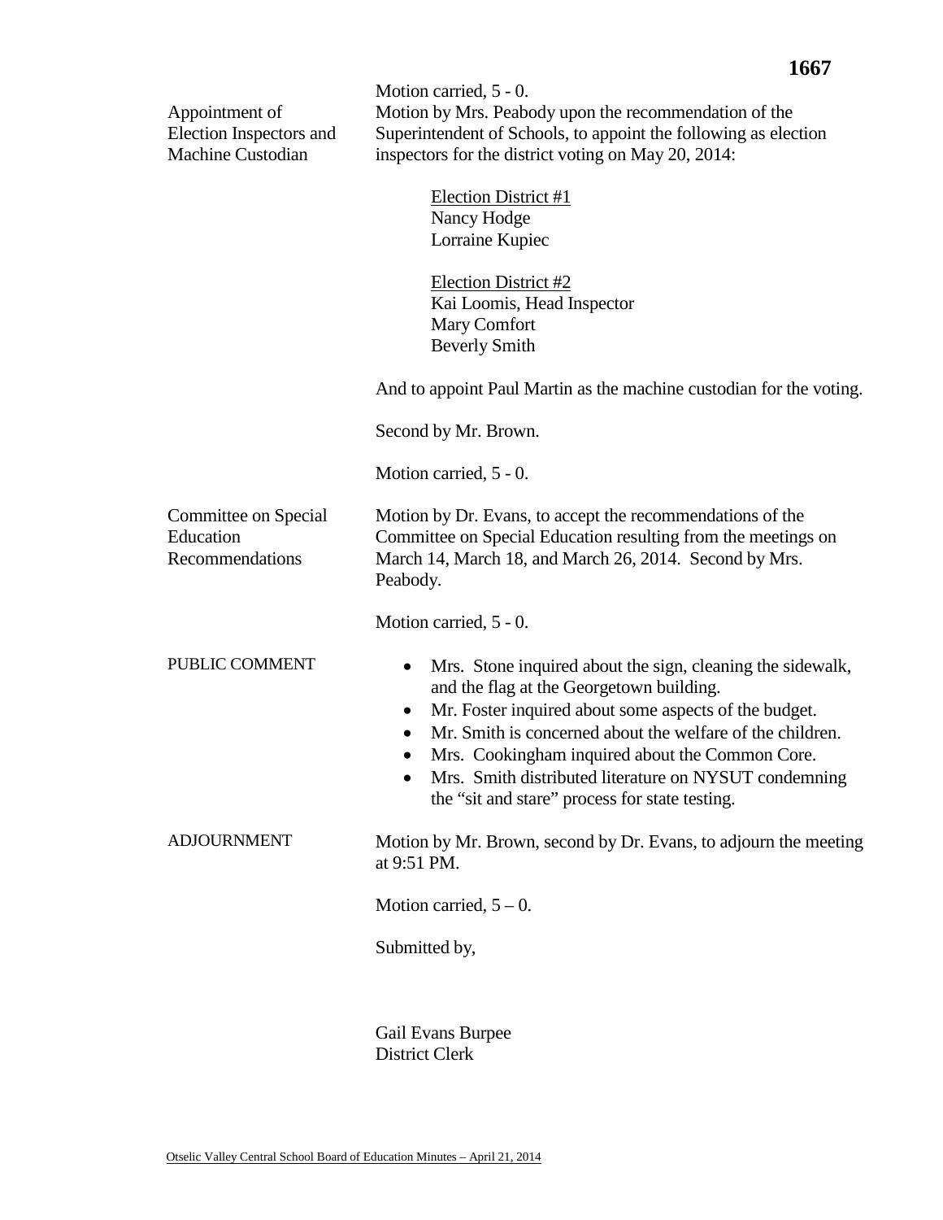Motion carried, 5 - 0.

**Appointment of Election Inspectors and Machine Custodian**

Motion by Mrs. Peabody upon the recommendation of the Superintendent of Schools, to appoint the following as election inspectors for the district voting on May 20, 2014:

Election District #1
Nancy Hodge
Lorraine Kupiec

Election District #2
Kai Loomis, Head Inspector
Mary Comfort
Beverly Smith

And to appoint Paul Martin as the machine custodian for the voting.

Second by Mr. Brown.

Motion carried, 5 - 0.

**Committee on Special Education Recommendations**

Motion by Dr. Evans, to accept the recommendations of the Committee on Special Education resulting from the meetings on March 14, March 18, and March 26, 2014. Second by Mrs. Peabody.

Motion carried, 5 - 0.

**PUBLIC COMMENT**

- Mrs. Stone inquired about the sign, cleaning the sidewalk, and the flag at the Georgetown building.
- Mr. Foster inquired about some aspects of the budget.
- Mr. Smith is concerned about the welfare of the children.
- Mrs. Cookingham inquired about the Common Core.
- Mrs. Smith distributed literature on NYSUT condemning the "sit and stare" process for state testing.

**ADJOURNMENT**

Motion by Mr. Brown, second by Dr. Evans, to adjourn the meeting at 9:51 PM.

Motion carried, 5 – 0.

Submitted by,

Gail Evans Burpee
District Clerk